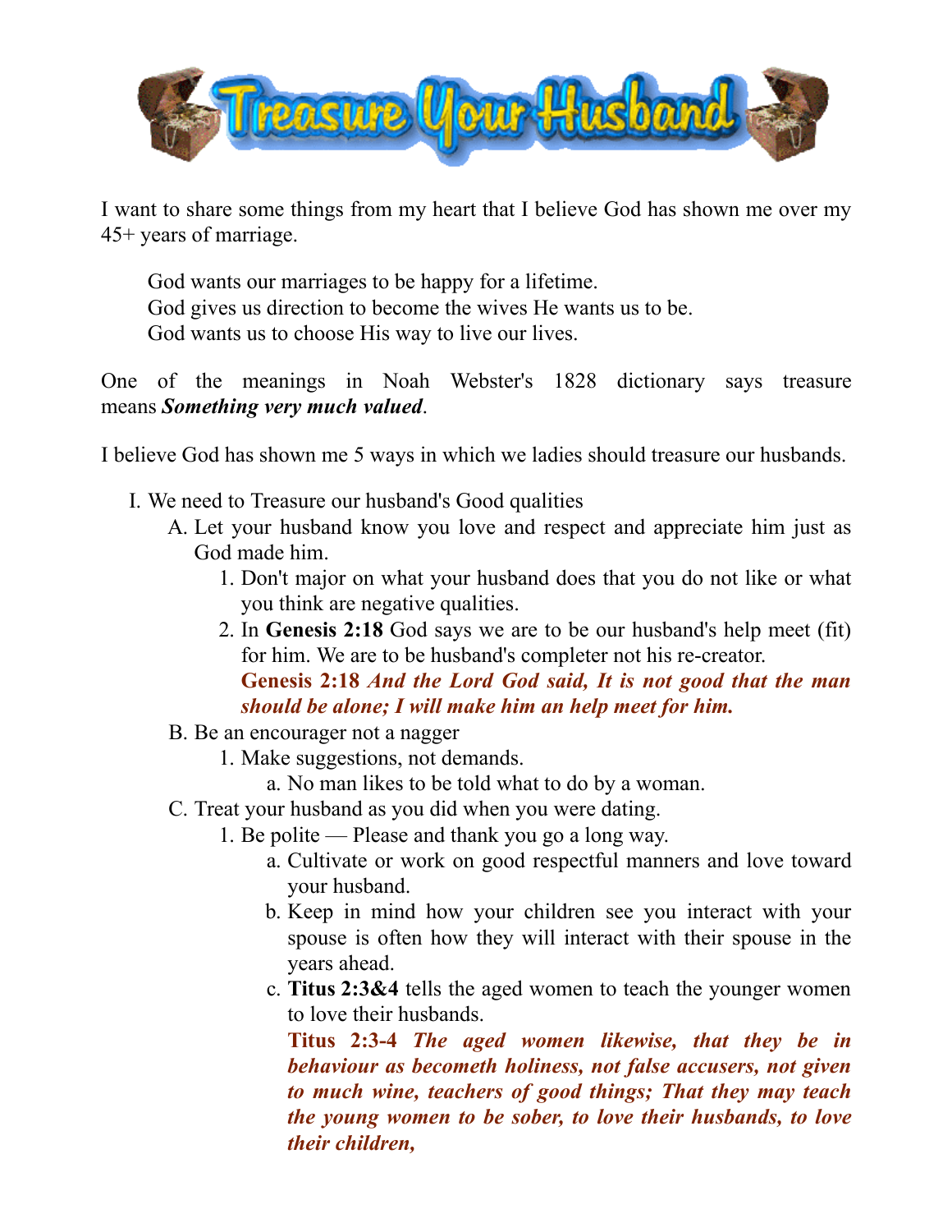# Treasure Your Husband

I want to share some things from my heart that I believe God has shown me over my 45+ years of marriage.

> God wants our marriages to be happy for a lifetime.
> God gives us direction to become the wives He wants us to be.
> God wants us to choose His way to live our lives.

One of the meanings in Noah Webster's 1828 dictionary says treasure means ***Something very much valued***.

I believe God has shown me 5 ways in which we ladies should treasure our husbands.

I. We need to Treasure our husband's Good qualities
   - A. Let your husband know you love and respect and appreciate him just as God made him.
     1. Don't major on what your husband does that you do not like or what you think are negative qualities.
     2. In **Genesis 2:18** God says we are to be our husband's help meet (fit) for him. We are to be husband's completer not his re-creator.
        **Genesis 2:18** ***And the Lord God said, It is not good that the man should be alone; I will make him an help meet for him.***
   - B. Be an encourager not a nagger
     1. Make suggestions, not demands.
        - a. No man likes to be told what to do by a woman.
   - C. Treat your husband as you did when you were dating.
     1. Be polite — Please and thank you go a long way.
        - a. Cultivate or work on good respectful manners and love toward your husband.
        - b. Keep in mind how your children see you interact with your spouse is often how they will interact with their spouse in the years ahead.
        - c. **Titus 2:3&4** tells the aged women to teach the younger women to love their husbands.
          **Titus 2:3-4** ***The aged women likewise, that they be in behaviour as becometh holiness, not false accusers, not given to much wine, teachers of good things; That they may teach the young women to be sober, to love their husbands, to love their children,***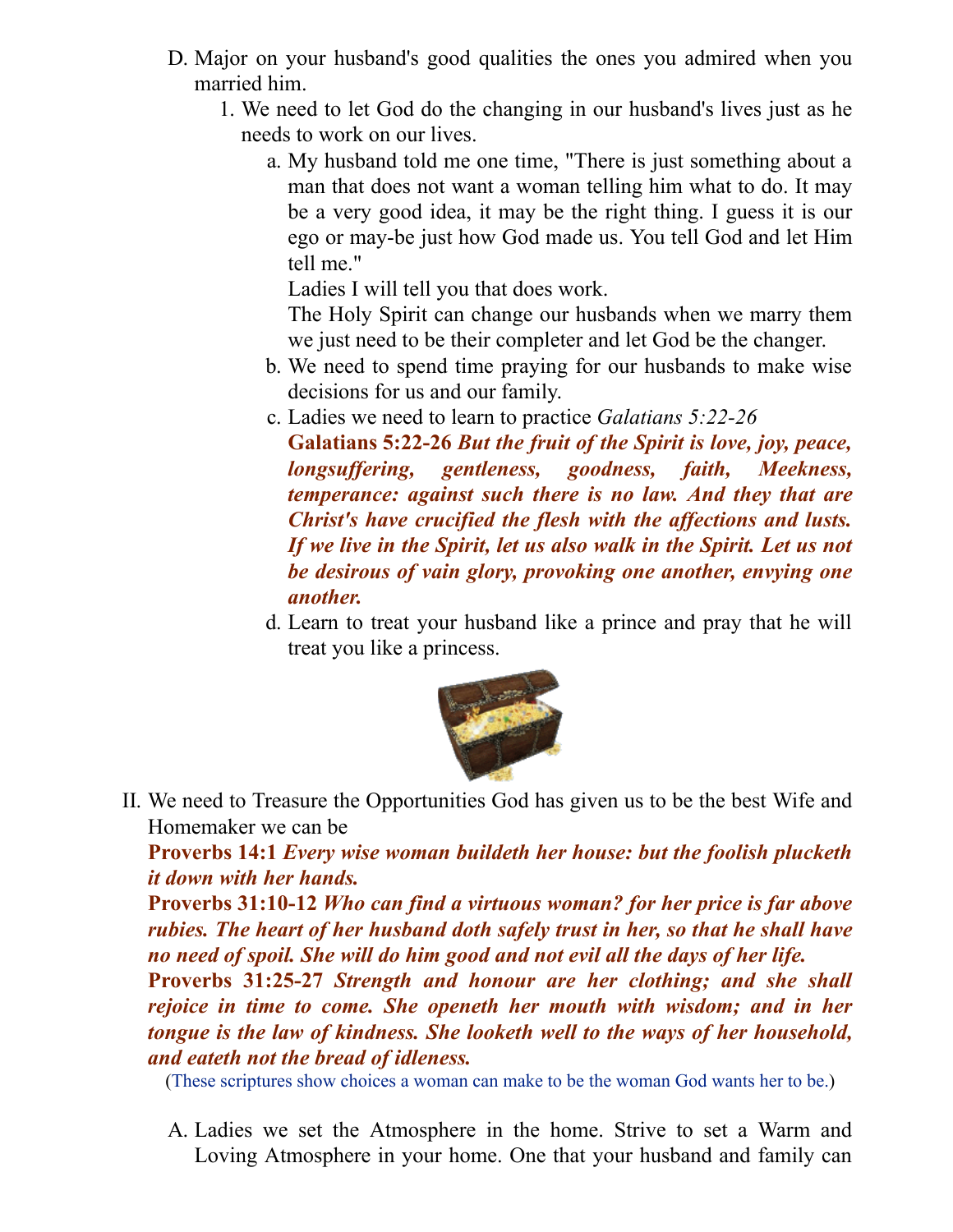D. Major on your husband's good qualities the ones you admired when you married him.

1. We need to let God do the changing in our husband's lives just as he needs to work on our lives.

    a. My husband told me one time, "There is just something about a man that does not want a woman telling him what to do. It may be a very good idea, it may be the right thing. I guess it is our ego or may-be just how God made us. You tell God and let Him tell me."
    Ladies I will tell you that does work.
    The Holy Spirit can change our husbands when we marry them we just need to be their completer and let God be the changer.

    b. We need to spend time praying for our husbands to make wise decisions for us and our family.

    c. Ladies we need to learn to practice *Galatians 5:22-26*
    **Galatians 5:22-26** ***But the fruit of the Spirit is love, joy, peace, longsuffering, gentleness, goodness, faith, Meekness, temperance: against such there is no law. And they that are Christ's have crucified the flesh with the affections and lusts. If we live in the Spirit, let us also walk in the Spirit. Let us not be desirous of vain glory, provoking one another, envying one another.***

    d. Learn to treat your husband like a prince and pray that he will treat you like a princess.

II. We need to Treasure the Opportunities God has given us to be the best Wife and Homemaker we can be

**Proverbs 14:1** ***Every wise woman buildeth her house: but the foolish plucketh it down with her hands.***
**Proverbs 31:10-12** ***Who can find a virtuous woman? for her price is far above rubies. The heart of her husband doth safely trust in her, so that he shall have no need of spoil. She will do him good and not evil all the days of her life.***
**Proverbs 31:25-27** ***Strength and honour are her clothing; and she shall rejoice in time to come. She openeth her mouth with wisdom; and in her tongue is the law of kindness. She looketh well to the ways of her household, and eateth not the bread of idleness.***
(These scriptures show choices a woman can make to be the woman God wants her to be.)

A. Ladies we set the Atmosphere in the home. Strive to set a Warm and Loving Atmosphere in your home. One that your husband and family can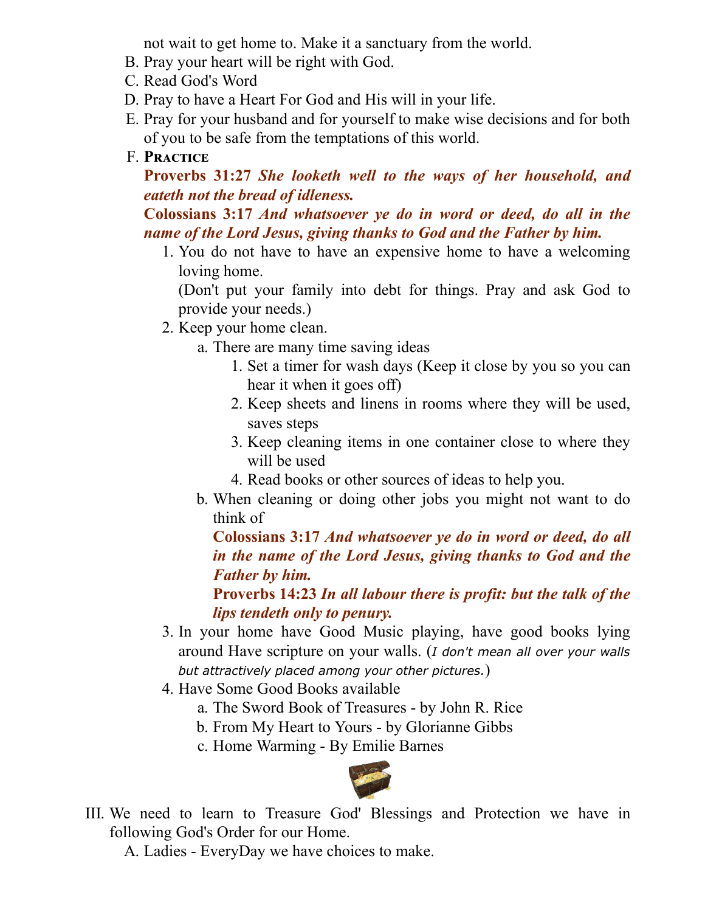not wait to get home to. Make it a sanctuary from the world.

B. Pray your heart will be right with God.

C. Read God's Word

D. Pray to have a Heart For God and His will in your life.

E. Pray for your husband and for yourself to make wise decisions and for both of you to be safe from the temptations of this world.

F. **Practice**

**Proverbs 31:27** ***She looketh well to the ways of her household, and eateth not the bread of idleness.***

**Colossians 3:17** ***And whatsoever ye do in word or deed, do all in the name of the Lord Jesus, giving thanks to God and the Father by him.***

1. You do not have to have an expensive home to have a welcoming loving home.
   (Don't put your family into debt for things. Pray and ask God to provide your needs.)
2. Keep your home clean.
   a. There are many time saving ideas
      1. Set a timer for wash days (Keep it close by you so you can hear it when it goes off)
      2. Keep sheets and linens in rooms where they will be used, saves steps
      3. Keep cleaning items in one container close to where they will be used
      4. Read books or other sources of ideas to help you.

   b. When cleaning or doing other jobs you might not want to do think of

      **Colossians 3:17** ***And whatsoever ye do in word or deed, do all in the name of the Lord Jesus, giving thanks to God and the Father by him.***

      **Proverbs 14:23** ***In all labour there is profit: but the talk of the lips tendeth only to penury.***
3. In your home have Good Music playing, have good books lying around Have scripture on your walls. (*I don't mean all over your walls but attractively placed among your other pictures.*)
4. Have Some Good Books available
   a. The Sword Book of Treasures - by John R. Rice
   b. From My Heart to Yours - by Glorianne Gibbs
   c. Home Warming - By Emilie Barnes

III. We need to learn to Treasure God' Blessings and Protection we have in following God's Order for our Home.

A. Ladies - EveryDay we have choices to make.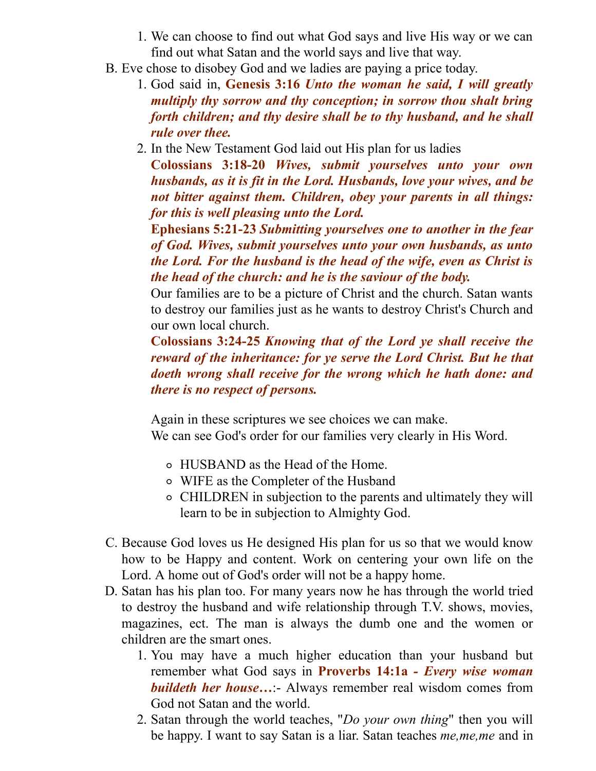1. We can choose to find out what God says and live His way or we can find out what Satan and the world says and live that way.

B. Eve chose to disobey God and we ladies are paying a price today.

1. God said in, **Genesis 3:16** ***Unto the woman he said, I will greatly multiply thy sorrow and thy conception; in sorrow thou shalt bring forth children; and thy desire shall be to thy husband, and he shall rule over thee.***
2. In the New Testament God laid out His plan for us ladies

   **Colossians 3:18-20** ***Wives, submit yourselves unto your own husbands, as it is fit in the Lord. Husbands, love your wives, and be not bitter against them. Children, obey your parents in all things: for this is well pleasing unto the Lord.***

   **Ephesians 5:21-23** ***Submitting yourselves one to another in the fear of God. Wives, submit yourselves unto your own husbands, as unto the Lord. For the husband is the head of the wife, even as Christ is the head of the church: and he is the saviour of the body.***

   Our families are to be a picture of Christ and the church. Satan wants to destroy our families just as he wants to destroy Christ's Church and our own local church.

   **Colossians 3:24-25** ***Knowing that of the Lord ye shall receive the reward of the inheritance: for ye serve the Lord Christ. But he that doeth wrong shall receive for the wrong which he hath done: and there is no respect of persons.***

   Again in these scriptures we see choices we can make.
   We can see God's order for our families very clearly in His Word.

   - HUSBAND as the Head of the Home.
   - WIFE as the Completer of the Husband
   - CHILDREN in subjection to the parents and ultimately they will learn to be in subjection to Almighty God.

C. Because God loves us He designed His plan for us so that we would know how to be Happy and content. Work on centering your own life on the Lord. A home out of God's order will not be a happy home.

D. Satan has his plan too. For many years now he has through the world tried to destroy the husband and wife relationship through T.V. shows, movies, magazines, ect. The man is always the dumb one and the women or children are the smart ones.

1. You may have a much higher education than your husband but remember what God says in **Proverbs 14:1a -** ***Every wise woman buildeth her house…***:- Always remember real wisdom comes from God not Satan and the world.
2. Satan through the world teaches, "*Do your own thing*" then you will be happy. I want to say Satan is a liar. Satan teaches *me,me,me* and in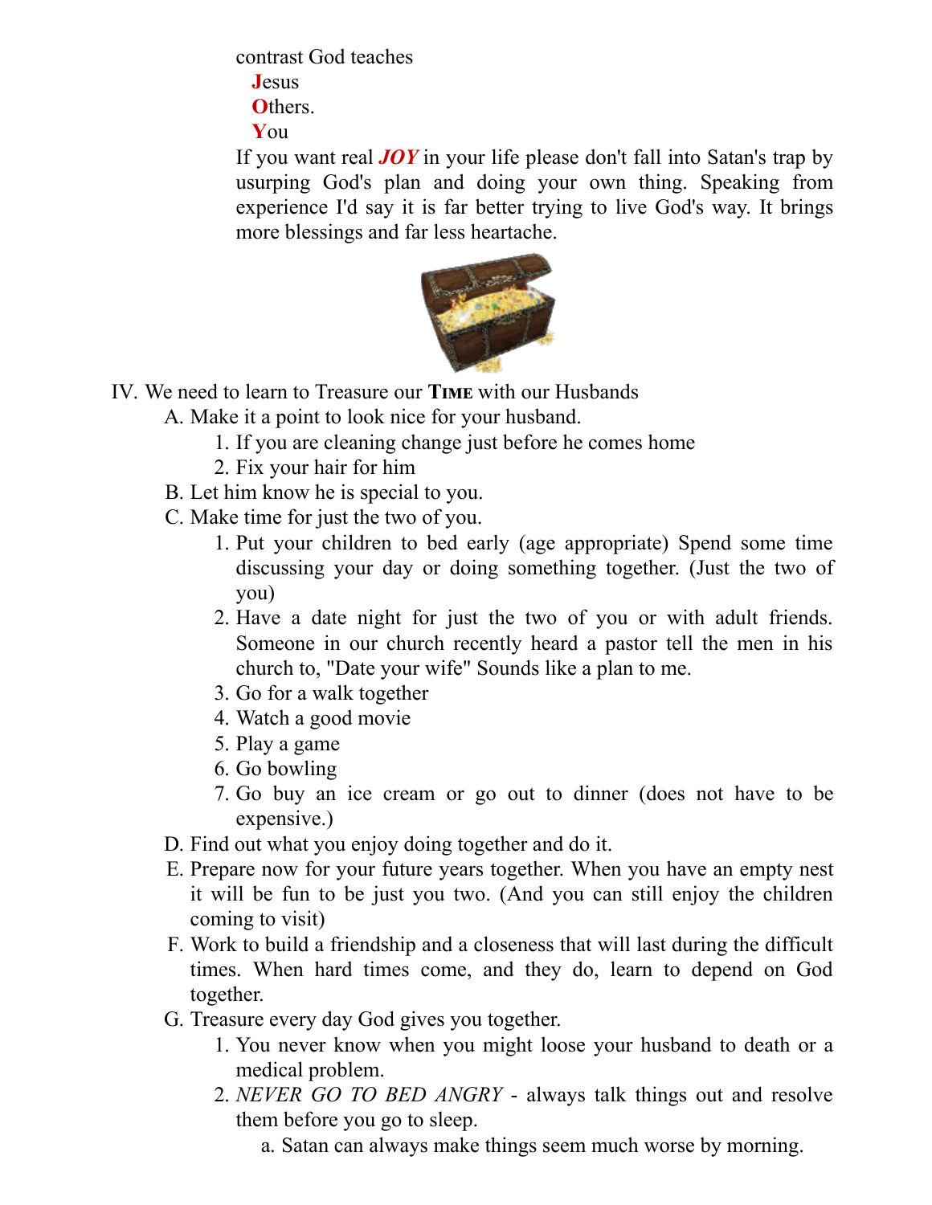contrast God teaches

**J**esus
**O**thers.
**Y**ou

If you want real ***JOY*** in your life please don't fall into Satan's trap by usurping God's plan and doing your own thing. Speaking from experience I'd say it is far better trying to live God's way. It brings more blessings and far less heartache.

IV. We need to learn to Treasure our **Time** with our Husbands

   A. Make it a point to look nice for your husband.
      1. If you are cleaning change just before he comes home
      2. Fix your hair for him
   B. Let him know he is special to you.
   C. Make time for just the two of you.
      1. Put your children to bed early (age appropriate) Spend some time discussing your day or doing something together. (Just the two of you)
      2. Have a date night for just the two of you or with adult friends. Someone in our church recently heard a pastor tell the men in his church to, "Date your wife" Sounds like a plan to me.
      3. Go for a walk together
      4. Watch a good movie
      5. Play a game
      6. Go bowling
      7. Go buy an ice cream or go out to dinner (does not have to be expensive.)
   D. Find out what you enjoy doing together and do it.
   E. Prepare now for your future years together. When you have an empty nest it will be fun to be just you two. (And you can still enjoy the children coming to visit)
   F. Work to build a friendship and a closeness that will last during the difficult times. When hard times come, and they do, learn to depend on God together.
   G. Treasure every day God gives you together.
      1. You never know when you might loose your husband to death or a medical problem.
      2. *NEVER GO TO BED ANGRY* - always talk things out and resolve them before you go to sleep.
         a. Satan can always make things seem much worse by morning.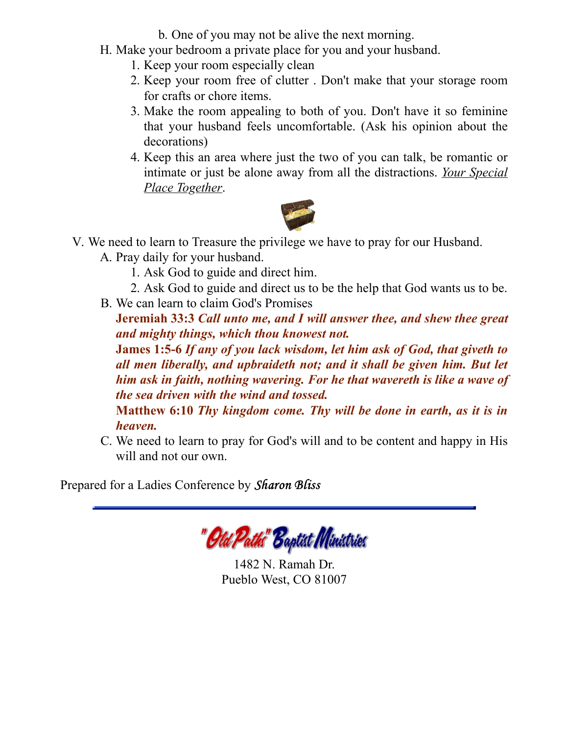b. One of you may not be alive the next morning.

H. Make your bedroom a private place for you and your husband.
   1. Keep your room especially clean
   2. Keep your room free of clutter . Don't make that your storage room for crafts or chore items.
   3. Make the room appealing to both of you. Don't have it so feminine that your husband feels uncomfortable. (Ask his opinion about the decorations)
   4. Keep this an area where just the two of you can talk, be romantic or intimate or just be alone away from all the distractions. Your Special Place Together.

V. We need to learn to Treasure the privilege we have to pray for our Husband.

A. Pray daily for your husband.
   1. Ask God to guide and direct him.
   2. Ask God to guide and direct us to be the help that God wants us to be.

B. We can learn to claim God's Promises

**Jeremiah 33:3** ***Call unto me, and I will answer thee, and shew thee great and mighty things, which thou knowest not.***

**James 1:5-6** ***If any of you lack wisdom, let him ask of God, that giveth to all men liberally, and upbraideth not; and it shall be given him. But let him ask in faith, nothing wavering. For he that wavereth is like a wave of the sea driven with the wind and tossed.***

**Matthew 6:10** ***Thy kingdom come. Thy will be done in earth, as it is in heaven.***

C. We need to learn to pray for God's will and to be content and happy in His will and not our own.

Prepared for a Ladies Conference by *Sharon Bliss*

---

"Old Paths" Baptist Ministries

1482 N. Ramah Dr.
Pueblo West, CO 81007